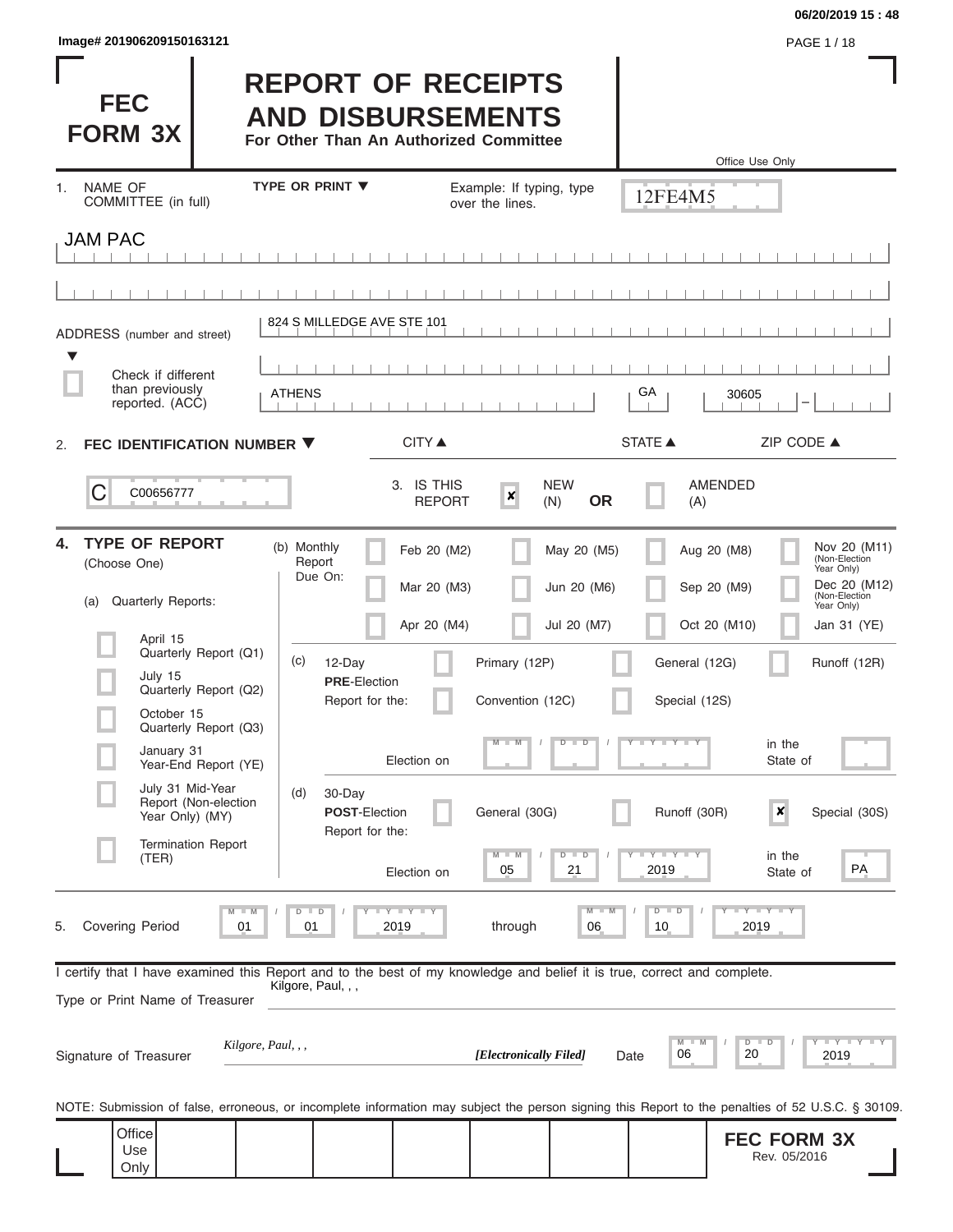Image# 201906209150163121

06/20/2019 15 : 48

# FEC FORM 3X

# REPORT OF RECEIPTS AND DISBURSEMENTS

**For Other Than An Authorized Committee**

Office Use Only

12FE4M5

1. NAME OF COMMITTEE (in full) — TYPE OR PRINT ▼ — Example: If typing, type over the lines.

JAM PAC

ADDRESS (number and street): 824 S MILLEDGE AVE STE 101

☐ Check if different than previously reported. (ACC)

| CITY ▲ | STATE ▲ | ZIP CODE ▲ |
|---|---|---|
| ATHENS | GA | 30605 |

2. **FEC IDENTIFICATION NUMBER ▼**

C00656777

3. IS THIS REPORT: ☒ NEW (N) **OR** ☐ AMENDED (A)

4. **TYPE OF REPORT** (Choose One)

(a) Quarterly Reports:

- ☐ April 15 Quarterly Report (Q1)
- ☐ July 15 Quarterly Report (Q2)
- ☐ October 15 Quarterly Report (Q3)
- ☐ January 31 Year-End Report (YE)
- ☐ July 31 Mid-Year Report (Non-election Year Only) (MY)
- ☐ Termination Report (TER)

(b) Monthly Report Due On:

| | | | |
|---|---|---|---|
| ☐ Feb 20 (M2) | ☐ May 20 (M5) | ☐ Aug 20 (M8) | ☐ Nov 20 (M11) (Non-Election Year Only) |
| ☐ Mar 20 (M3) | ☐ Jun 20 (M6) | ☐ Sep 20 (M9) | ☐ Dec 20 (M12) (Non-Election Year Only) |
| ☐ Apr 20 (M4) | ☐ Jul 20 (M7) | ☐ Oct 20 (M10) | ☐ Jan 31 (YE) |

(c) 12-Day **PRE**-Election Report for the:

- ☐ Primary (12P)
- ☐ General (12G)
- ☐ Runoff (12R)
- ☐ Convention (12C)
- ☐ Special (12S)

Election on MM / DD / YYYY in the State of

(d) 30-Day **POST**-Election Report for the:

- ☐ General (30G)
- ☐ Runoff (30R)
- ☒ Special (30S)

Election on 05 / 21 / 2019 in the State of PA

5. Covering Period 01 / 01 / 2019 through 06 / 10 / 2019

I certify that I have examined this Report and to the best of my knowledge and belief it is true, correct and complete.

Type or Print Name of Treasurer: Kilgore, Paul, , ,

Signature of Treasurer: *Kilgore, Paul, , ,* ***[Electronically Filed]*** Date 06 / 20 / 2019

NOTE: Submission of false, erroneous, or incomplete information may subject the person signing this Report to the penalties of 52 U.S.C. § 30109.

Office Use Only

**FEC FORM 3X**
Rev. 05/2016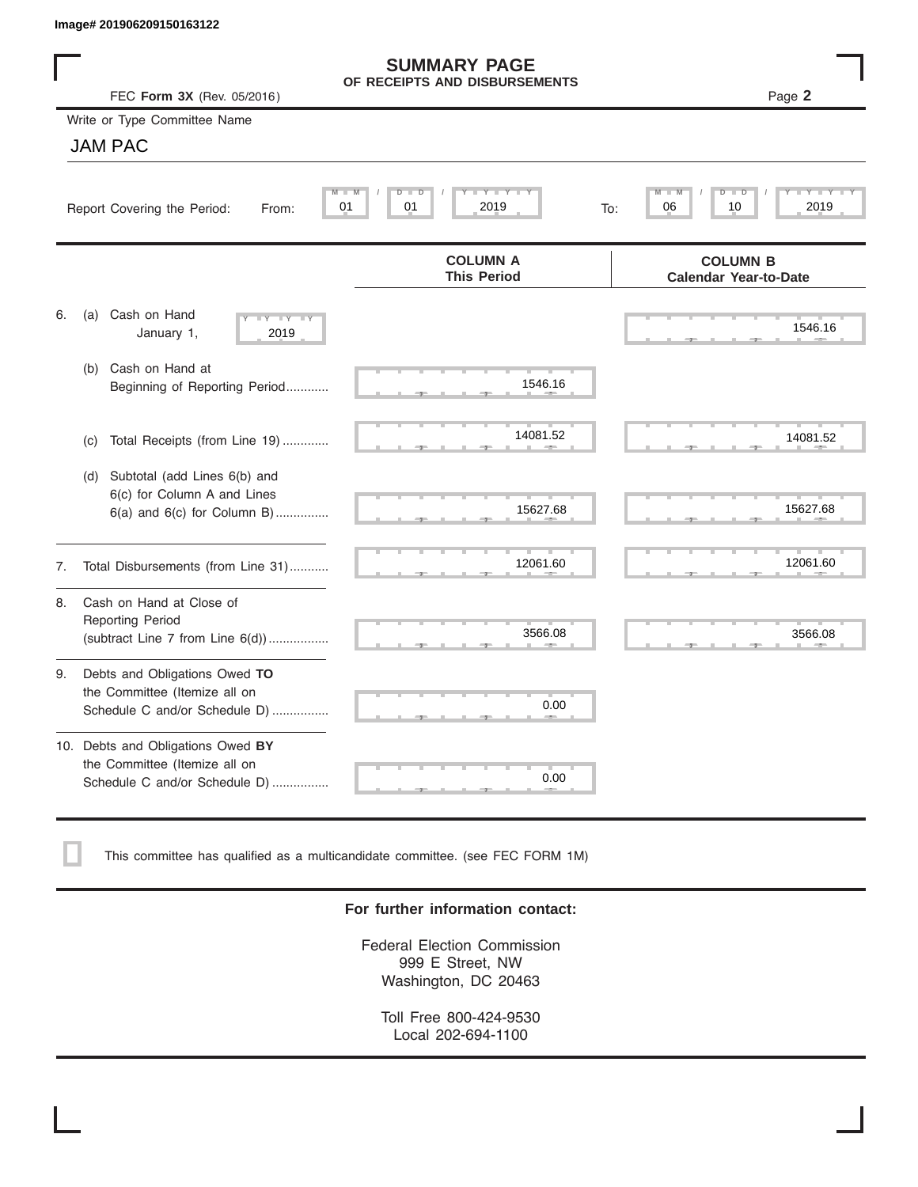Image# 201906209150163122

# SUMMARY PAGE
## OF RECEIPTS AND DISBURSEMENTS

FEC **Form 3X** (Rev. 05/2016)

Page **2**

Write or Type Committee Name

JAM PAC

Report Covering the Period: From: 01 / 01 / 2019 To: 06 / 10 / 2019

| | COLUMN A This Period | COLUMN B Calendar Year-to-Date |
|---|---|---|
| 6. (a) Cash on Hand January 1, 2019 | | 1546.16 |
| (b) Cash on Hand at Beginning of Reporting Period | 1546.16 | |
| (c) Total Receipts (from Line 19) | 14081.52 | 14081.52 |
| (d) Subtotal (add Lines 6(b) and 6(c) for Column A and Lines 6(a) and 6(c) for Column B) | 15627.68 | 15627.68 |
| 7. Total Disbursements (from Line 31) | 12061.60 | 12061.60 |
| 8. Cash on Hand at Close of Reporting Period (subtract Line 7 from Line 6(d)) | 3566.08 | 3566.08 |
| 9. Debts and Obligations Owed **TO** the Committee (Itemize all on Schedule C and/or Schedule D) | 0.00 | |
| 10. Debts and Obligations Owed **BY** the Committee (Itemize all on Schedule C and/or Schedule D) | 0.00 | |

☐ This committee has qualified as a multicandidate committee. (see FEC FORM 1M)

**For further information contact:**

Federal Election Commission
999 E Street, NW
Washington, DC 20463

Toll Free 800-424-9530
Local 202-694-1100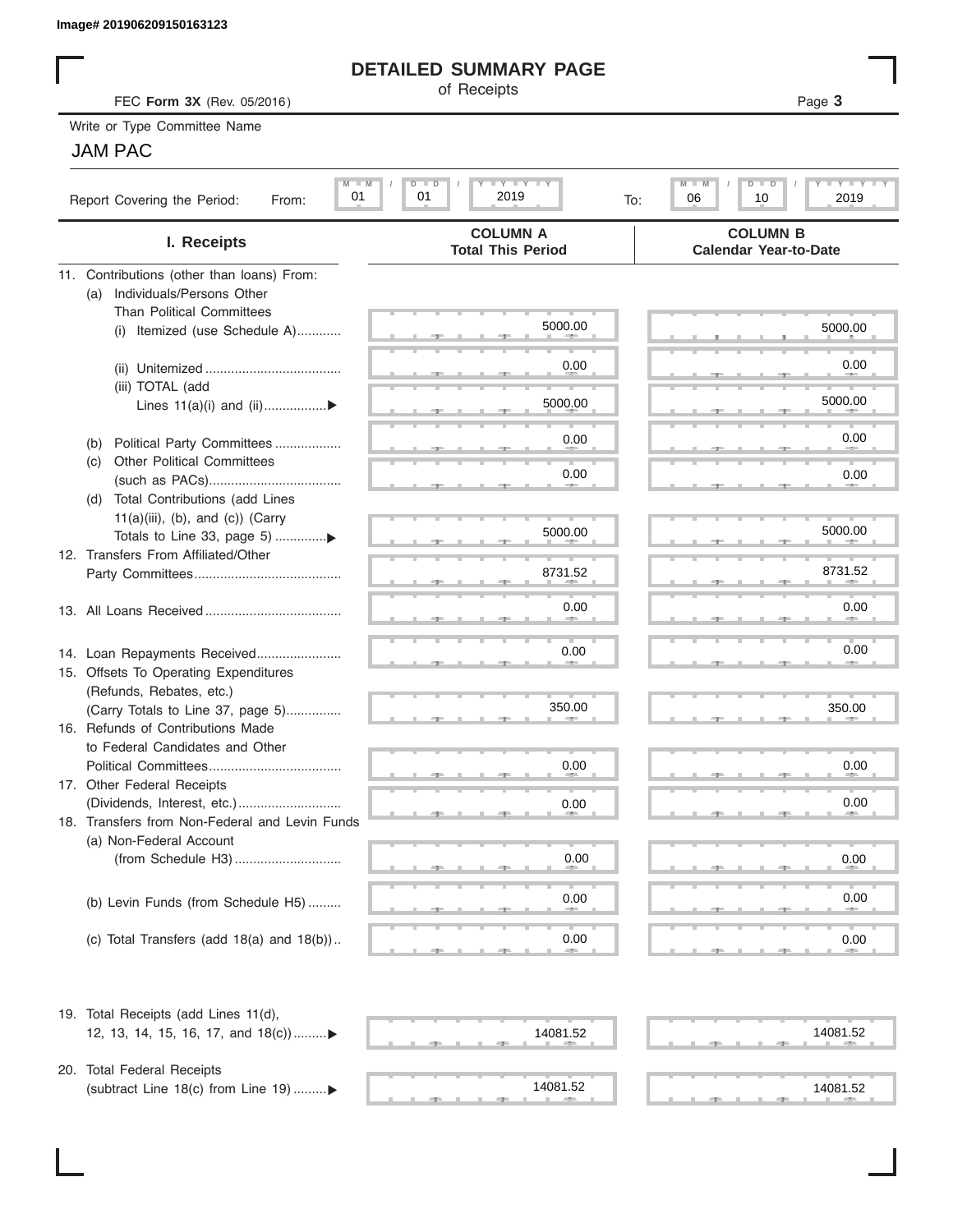Image# 201906209150163123

# DETAILED SUMMARY PAGE

of Receipts

FEC **Form 3X** (Rev. 05/2016)

Page **3**

Write or Type Committee Name

JAM PAC

Report Covering the Period: From: 01 / 01 / 2019 To: 06 / 10 / 2019

| I. Receipts | COLUMN A Total This Period | COLUMN B Calendar Year-to-Date |
|---|---|---|
| 11. Contributions (other than loans) From: | | |
| (a) Individuals/Persons Other Than Political Committees | | |
| (i) Itemized (use Schedule A) | 5000.00 | 5000.00 |
| (ii) Unitemized | 0.00 | 0.00 |
| (iii) TOTAL (add Lines 11(a)(i) and (ii) ▶ | 5000.00 | 5000.00 |
| (b) Political Party Committees | 0.00 | 0.00 |
| (c) Other Political Committees (such as PACs) | 0.00 | 0.00 |
| (d) Total Contributions (add Lines 11(a)(iii), (b), and (c)) (Carry Totals to Line 33, page 5) ▶ | 5000.00 | 5000.00 |
| 12. Transfers From Affiliated/Other Party Committees | 8731.52 | 8731.52 |
| 13. All Loans Received | 0.00 | 0.00 |
| 14. Loan Repayments Received | 0.00 | 0.00 |
| 15. Offsets To Operating Expenditures (Refunds, Rebates, etc.) (Carry Totals to Line 37, page 5) | 350.00 | 350.00 |
| 16. Refunds of Contributions Made to Federal Candidates and Other Political Committees | 0.00 | 0.00 |
| 17. Other Federal Receipts (Dividends, Interest, etc.) | 0.00 | 0.00 |
| 18. Transfers from Non-Federal and Levin Funds | | |
| (a) Non-Federal Account (from Schedule H3) | 0.00 | 0.00 |
| (b) Levin Funds (from Schedule H5) | 0.00 | 0.00 |
| (c) Total Transfers (add 18(a) and 18(b)) | 0.00 | 0.00 |
| 19. Total Receipts (add Lines 11(d), 12, 13, 14, 15, 16, 17, and 18(c)) ▶ | 14081.52 | 14081.52 |
| 20. Total Federal Receipts (subtract Line 18(c) from Line 19) ▶ | 14081.52 | 14081.52 |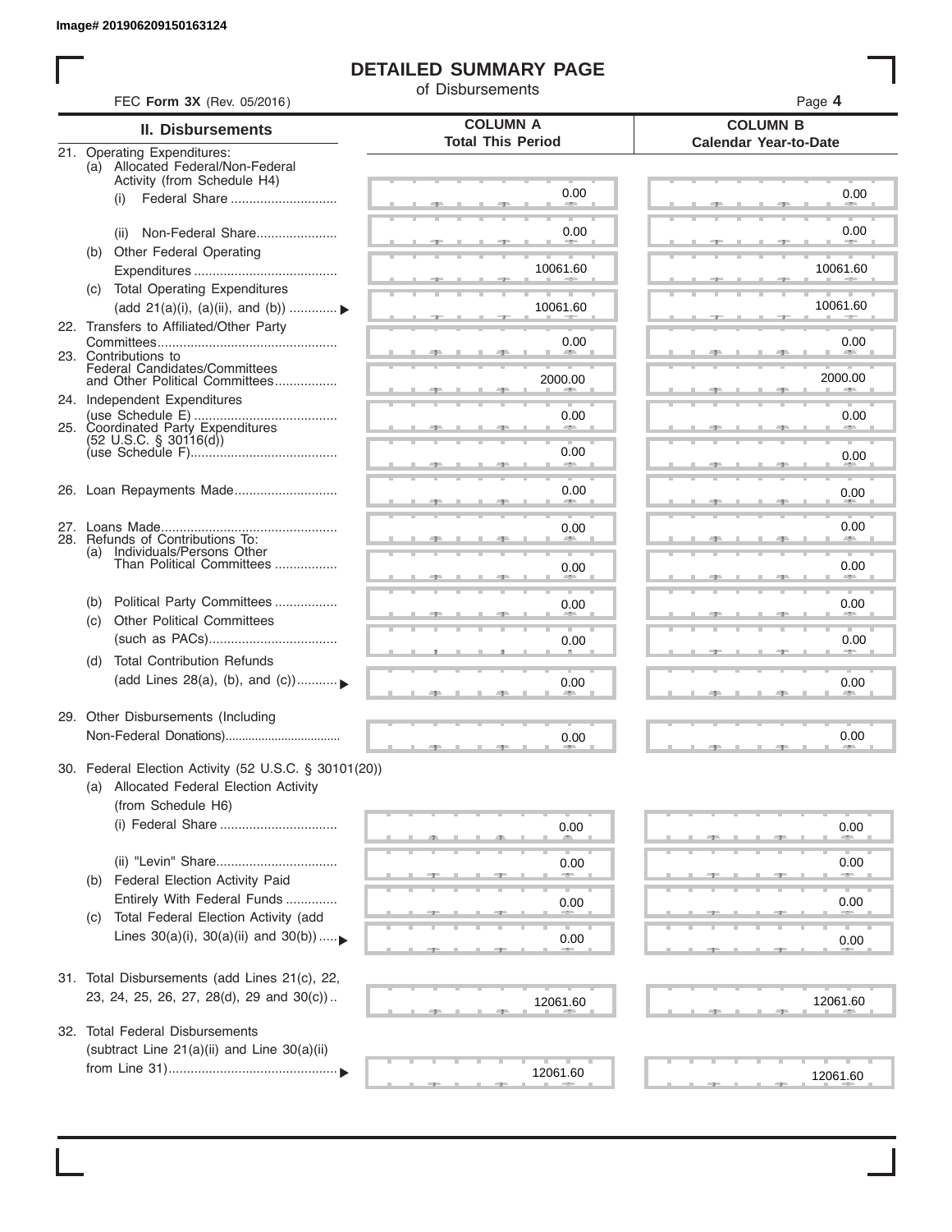Image# 201906209150163124

# DETAILED SUMMARY PAGE

of Disbursements

FEC **Form 3X** (Rev. 05/2016)

| II. Disbursements | COLUMN A Total This Period | COLUMN B Calendar Year-to-Date |
|---|---|---|
| 21. Operating Expenditures: (a) Allocated Federal/Non-Federal Activity (from Schedule H4) (i) Federal Share | 0.00 | 0.00 |
| (ii) Non-Federal Share | 0.00 | 0.00 |
| (b) Other Federal Operating Expenditures | 10061.60 | 10061.60 |
| (c) Total Operating Expenditures (add 21(a)(i), (a)(ii), and (b)) | 10061.60 | 10061.60 |
| 22. Transfers to Affiliated/Other Party Committees | 0.00 | 0.00 |
| 23. Contributions to Federal Candidates/Committees and Other Political Committees | 2000.00 | 2000.00 |
| 24. Independent Expenditures (use Schedule E) | 0.00 | 0.00 |
| 25. Coordinated Party Expenditures (52 U.S.C. § 30116(d)) (use Schedule F) | 0.00 | 0.00 |
| 26. Loan Repayments Made | 0.00 | 0.00 |
| 27. Loans Made | 0.00 | 0.00 |
| 28. Refunds of Contributions To: (a) Individuals/Persons Other Than Political Committees | 0.00 | 0.00 |
| (b) Political Party Committees | 0.00 | 0.00 |
| (c) Other Political Committees (such as PACs) | 0.00 | 0.00 |
| (d) Total Contribution Refunds (add Lines 28(a), (b), and (c)) | 0.00 | 0.00 |
| 29. Other Disbursements (Including Non-Federal Donations) | 0.00 | 0.00 |
| 30. Federal Election Activity (52 U.S.C. § 30101(20)) (a) Allocated Federal Election Activity (from Schedule H6) (i) Federal Share | 0.00 | 0.00 |
| (ii) "Levin" Share | 0.00 | 0.00 |
| (b) Federal Election Activity Paid Entirely With Federal Funds | 0.00 | 0.00 |
| (c) Total Federal Election Activity (add Lines 30(a)(i), 30(a)(ii) and 30(b)) | 0.00 | 0.00 |
| 31. Total Disbursements (add Lines 21(c), 22, 23, 24, 25, 26, 27, 28(d), 29 and 30(c)) | 12061.60 | 12061.60 |
| 32. Total Federal Disbursements (subtract Line 21(a)(ii) and Line 30(a)(ii) from Line 31) | 12061.60 | 12061.60 |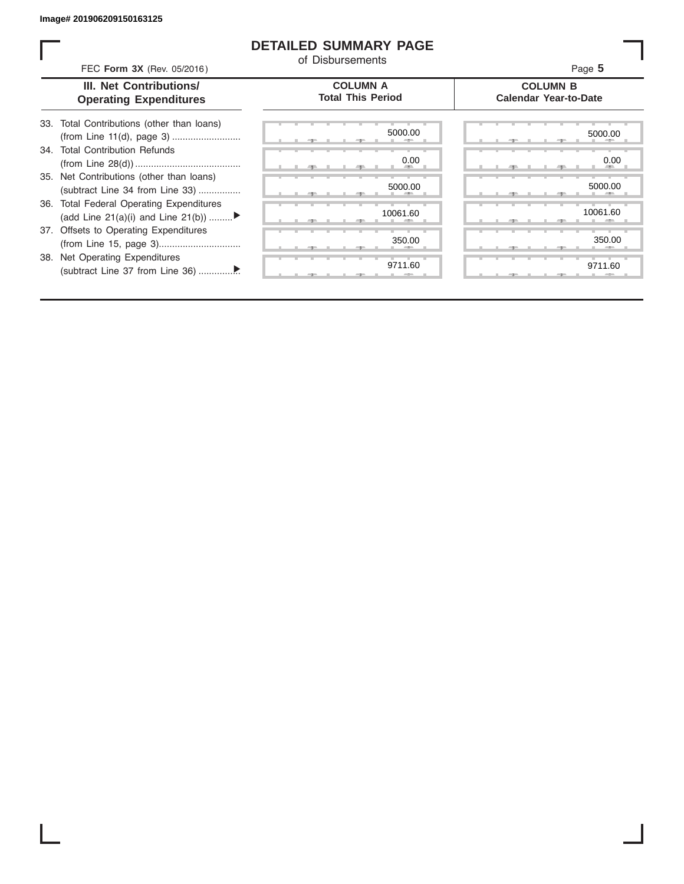Image# 201906209150163125

# DETAILED SUMMARY PAGE

of Disbursements

FEC **Form 3X** (Rev. 05/2016)

| III. Net Contributions/ Operating Expenditures | COLUMN A Total This Period | COLUMN B Calendar Year-to-Date |
|---|---|---|
| 33. Total Contributions (other than loans) (from Line 11(d), page 3) | 5000.00 | 5000.00 |
| 34. Total Contribution Refunds (from Line 28(d)) | 0.00 | 0.00 |
| 35. Net Contributions (other than loans) (subtract Line 34 from Line 33) | 5000.00 | 5000.00 |
| 36. Total Federal Operating Expenditures (add Line 21(a)(i) and Line 21(b)) ▶ | 10061.60 | 10061.60 |
| 37. Offsets to Operating Expenditures (from Line 15, page 3) | 350.00 | 350.00 |
| 38. Net Operating Expenditures (subtract Line 37 from Line 36) ▶ | 9711.60 | 9711.60 |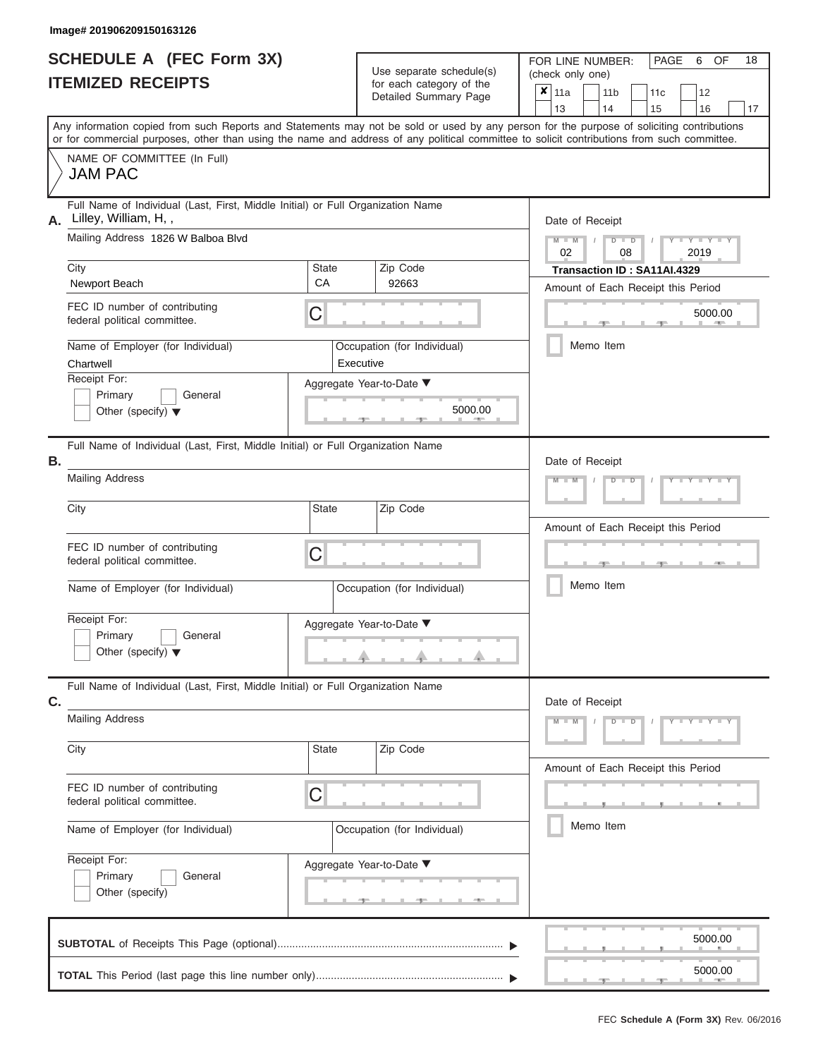Image# 201906209150163126

# SCHEDULE A (FEC Form 3X)
# ITEMIZED RECEIPTS

Use separate schedule(s) for each category of the Detailed Summary Page

FOR LINE NUMBER: (check only one)

- [x] 11a
- [ ] 11b
- [ ] 11c
- [ ] 12
- [ ] 13
- [ ] 14
- [ ] 15
- [ ] 16
- [ ] 17

PAGE 6 OF 18

Any information copied from such Reports and Statements may not be sold or used by any person for the purpose of soliciting contributions or for commercial purposes, other than using the name and address of any political committee to solicit contributions from such committee.

NAME OF COMMITTEE (In Full)
JAM PAC

## A.

Full Name of Individual (Last, First, Middle Initial) or Full Organization Name: Lilley, William, H, ,

Mailing Address: 1826 W Balboa Blvd

| City | State | Zip Code |
|---|---|---|
| Newport Beach | CA | 92663 |

FEC ID number of contributing federal political committee: C

Name of Employer (for Individual): Chartwell

Occupation (for Individual): Executive

Receipt For:
- [ ] Primary
- [ ] General
- [ ] Other (specify)

Aggregate Year-to-Date: 5000.00

Date of Receipt: 02 / 08 / 2019

**Transaction ID : SA11AI.4329**

Amount of Each Receipt this Period: 5000.00

- [ ] Memo Item

## B.

Full Name of Individual (Last, First, Middle Initial) or Full Organization Name:

Mailing Address:

| City | State | Zip Code |
|---|---|---|
| | | |

FEC ID number of contributing federal political committee: C

Name of Employer (for Individual):

Occupation (for Individual):

Receipt For:
- [ ] Primary
- [ ] General
- [ ] Other (specify)

Aggregate Year-to-Date:

Date of Receipt:

Amount of Each Receipt this Period:

- [ ] Memo Item

## C.

Full Name of Individual (Last, First, Middle Initial) or Full Organization Name:

Mailing Address:

| City | State | Zip Code |
|---|---|---|
| | | |

FEC ID number of contributing federal political committee: C

Name of Employer (for Individual):

Occupation (for Individual):

Receipt For:
- [ ] Primary
- [ ] General
- [ ] Other (specify)

Aggregate Year-to-Date:

Date of Receipt:

Amount of Each Receipt this Period:

- [ ] Memo Item

**SUBTOTAL** of Receipts This Page (optional): 5000.00

**TOTAL** This Period (last page this line number only): 5000.00

FEC **Schedule A (Form 3X)** Rev. 06/2016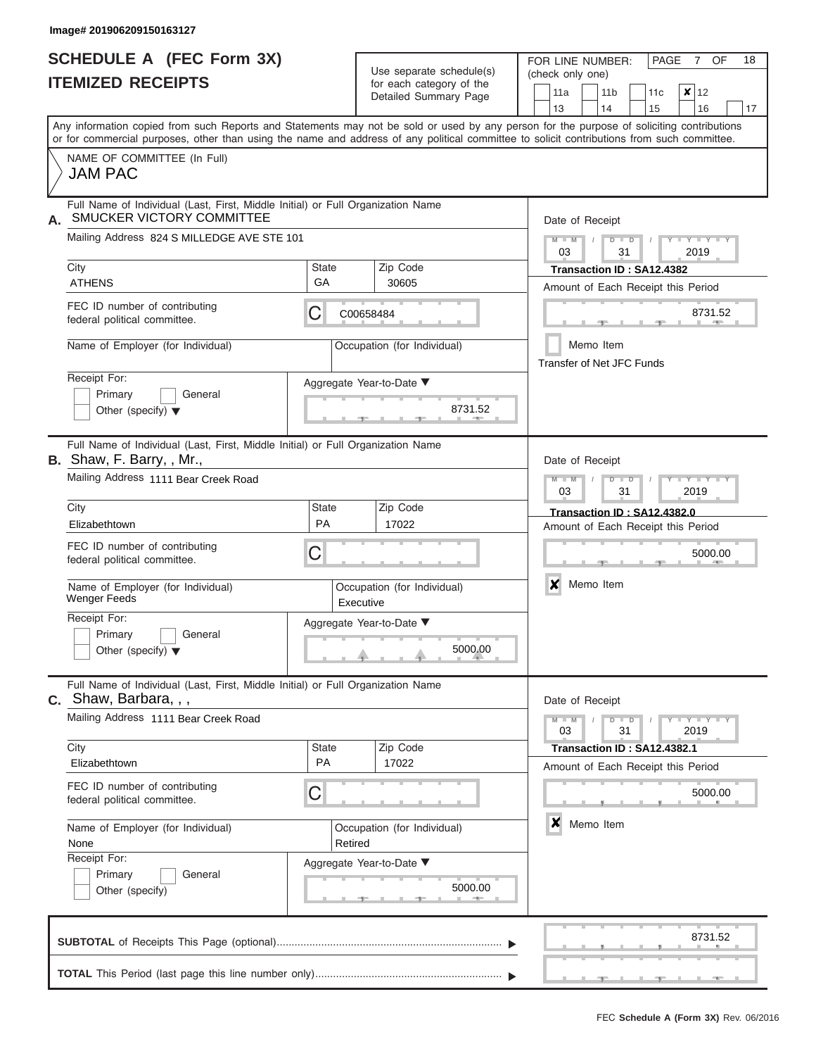Image# 201906209150163127

# SCHEDULE A (FEC Form 3X)
# ITEMIZED RECEIPTS

Use separate schedule(s) for each category of the Detailed Summary Page

FOR LINE NUMBER: (check only one)

| | | | | |
|---|---|---|---|---|
| 11a | 11b | 11c | **X** 12 | |
| 13 | 14 | 15 | 16 | 17 |

Any information copied from such Reports and Statements may not be sold or used by any person for the purpose of soliciting contributions or for commercial purposes, other than using the name and address of any political committee to solicit contributions from such committee.

NAME OF COMMITTEE (In Full)
JAM PAC

---

**A.** Full Name of Individual (Last, First, Middle Initial) or Full Organization Name: SMUCKER VICTORY COMMITTEE

Mailing Address: 824 S MILLEDGE AVE STE 101

City: ATHENS | State: GA | Zip Code: 30605

FEC ID number of contributing federal political committee: C00658484

Name of Employer (for Individual):
Occupation (for Individual):

Receipt For: Primary / General / Other (specify)

Aggregate Year-to-Date: 8731.52

Date of Receipt: 03/31/2019

Transaction ID : SA12.4382

Amount of Each Receipt this Period: 8731.52

Memo Item

Transfer of Net JFC Funds

---

**B.** Full Name of Individual (Last, First, Middle Initial) or Full Organization Name: Shaw, F. Barry, , Mr.,

Mailing Address: 1111 Bear Creek Road

City: Elizabethtown | State: PA | Zip Code: 17022

FEC ID number of contributing federal political committee: C

Name of Employer (for Individual): Wenger Feeds
Occupation (for Individual): Executive

Receipt For: Primary / General / Other (specify)

Aggregate Year-to-Date: 5000.00

Date of Receipt: 03/31/2019

Transaction ID : SA12.4382.0

Amount of Each Receipt this Period: 5000.00

**X** Memo Item

---

**C.** Full Name of Individual (Last, First, Middle Initial) or Full Organization Name: Shaw, Barbara, , ,

Mailing Address: 1111 Bear Creek Road

City: Elizabethtown | State: PA | Zip Code: 17022

FEC ID number of contributing federal political committee: C

Name of Employer (for Individual): None
Occupation (for Individual): Retired

Receipt For: Primary / General / Other (specify)

Aggregate Year-to-Date: 5000.00

Date of Receipt: 03/31/2019

Transaction ID : SA12.4382.1

Amount of Each Receipt this Period: 5000.00

**X** Memo Item

---

**SUBTOTAL** of Receipts This Page (optional): 8731.52

**TOTAL** This Period (last page this line number only):

FEC Schedule A (Form 3X) Rev. 06/2016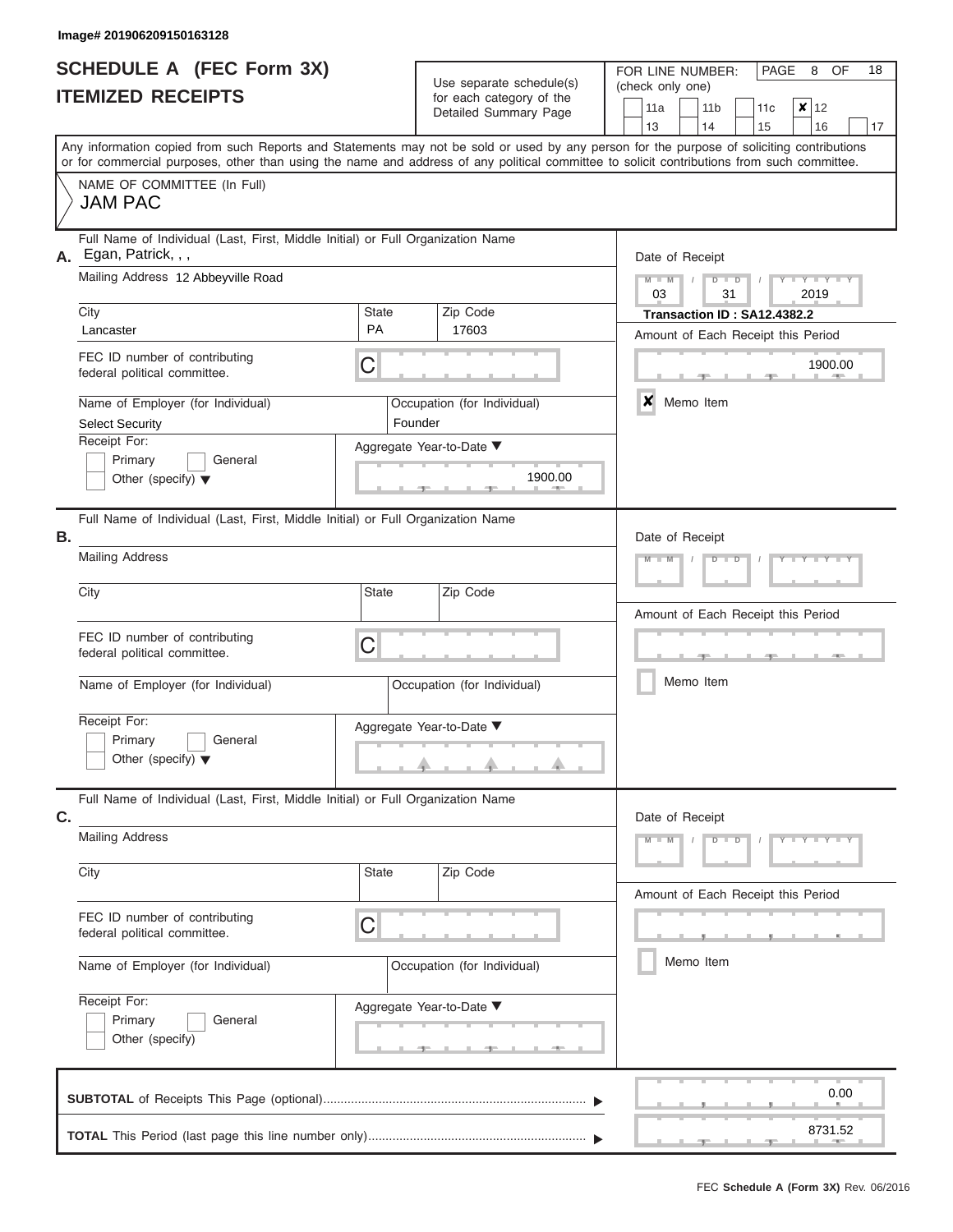Image# 201906209150163128

# SCHEDULE A (FEC Form 3X)
## ITEMIZED RECEIPTS

Use separate schedule(s) for each category of the Detailed Summary Page

FOR LINE NUMBER: (check only one)

| | | | | |
|---|---|---|---|---|
| 11a | 11b | 11c | ☒ 12 | |
| 13 | 14 | 15 | 16 | 17 |

Any information copied from such Reports and Statements may not be sold or used by any person for the purpose of soliciting contributions or for commercial purposes, other than using the name and address of any political committee to solicit contributions from such committee.

NAME OF COMMITTEE (In Full)
**JAM PAC**

---

**A.** Full Name of Individual (Last, First, Middle Initial) or Full Organization Name: Egan, Patrick, , ,

Mailing Address: 12 Abbeyville Road

City: Lancaster | State: PA | Zip Code: 17603

FEC ID number of contributing federal political committee: C

Name of Employer (for Individual): Select Security

Occupation (for Individual): Founder

Receipt For: Primary / General / Other (specify)

Aggregate Year-to-Date: 1900.00

Date of Receipt: 03 / 31 / 2019

**Transaction ID : SA12.4382.2**

Amount of Each Receipt this Period: 1900.00

☒ Memo Item

---

**B.** Full Name of Individual (Last, First, Middle Initial) or Full Organization Name:

Mailing Address:

City: | State: | Zip Code:

FEC ID number of contributing federal political committee: C

Name of Employer (for Individual):

Occupation (for Individual):

Receipt For: Primary / General / Other (specify)

Aggregate Year-to-Date:

Date of Receipt:

Amount of Each Receipt this Period:

☐ Memo Item

---

**C.** Full Name of Individual (Last, First, Middle Initial) or Full Organization Name:

Mailing Address:

City: | State: | Zip Code:

FEC ID number of contributing federal political committee: C

Name of Employer (for Individual):

Occupation (for Individual):

Receipt For: Primary / General / Other (specify)

Aggregate Year-to-Date:

Date of Receipt:

Amount of Each Receipt this Period:

☐ Memo Item

---

**SUBTOTAL** of Receipts This Page (optional): 0.00

**TOTAL** This Period (last page this line number only): 8731.52

FEC **Schedule A (Form 3X)** Rev. 06/2016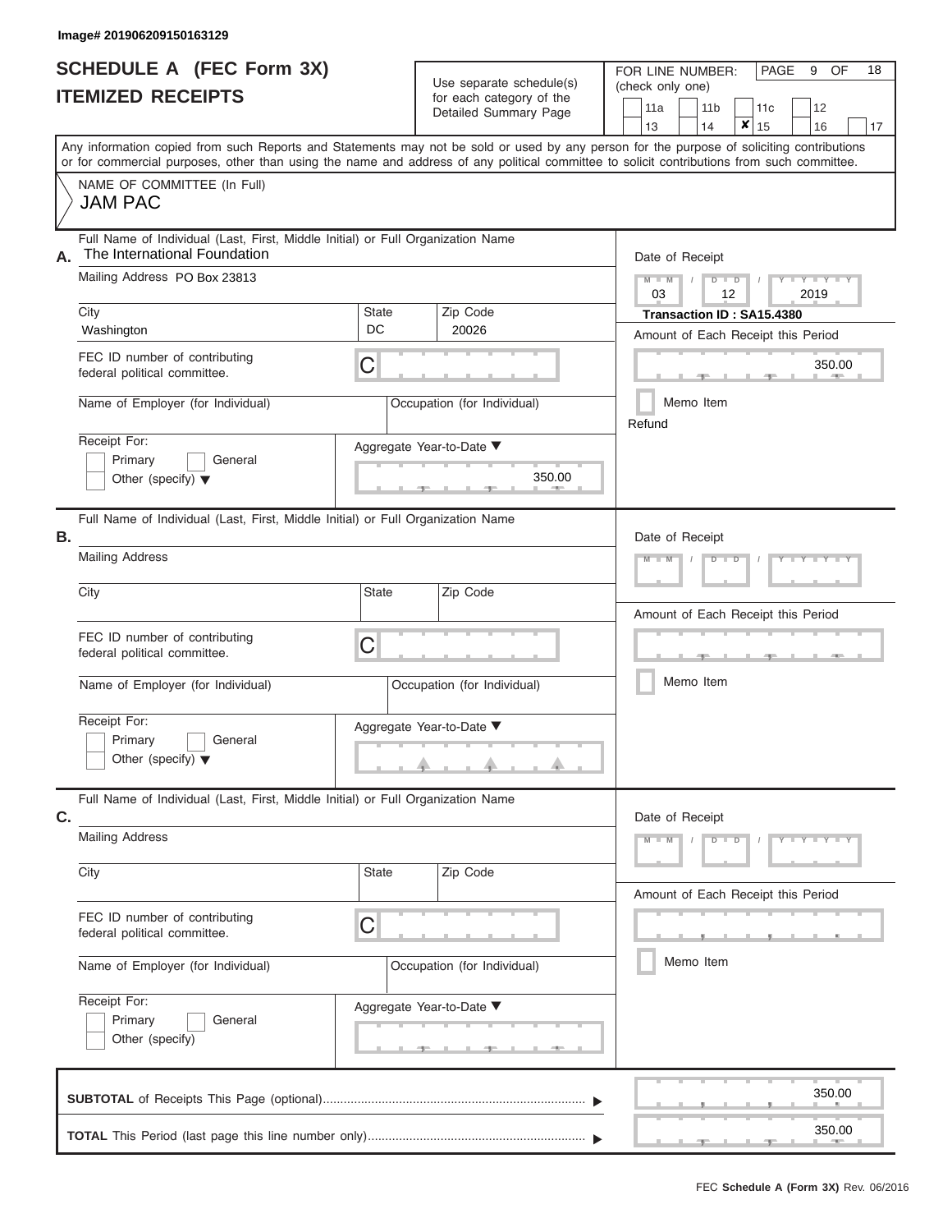Image# 201906209150163129

# SCHEDULE A (FEC Form 3X)
## ITEMIZED RECEIPTS

Use separate schedule(s) for each category of the Detailed Summary Page

FOR LINE NUMBER: (check only one)

| | | | | |
|---|---|---|---|---|
| 11a | 11b | 11c | 12 | |
| 13 | 14 | ✘ 15 | 16 | 17 |

Any information copied from such Reports and Statements may not be sold or used by any person for the purpose of soliciting contributions or for commercial purposes, other than using the name and address of any political committee to solicit contributions from such committee.

NAME OF COMMITTEE (In Full)
JAM PAC

**A.** Full Name of Individual (Last, First, Middle Initial) or Full Organization Name: The International Foundation

Mailing Address: PO Box 23813

City: Washington | State: DC | Zip Code: 20026

FEC ID number of contributing federal political committee: C

Name of Employer (for Individual):

Occupation (for Individual):

Receipt For: Primary / General / Other (specify)

Aggregate Year-to-Date: 350.00

Date of Receipt: 03 / 12 / 2019

Transaction ID : SA15.4380

Amount of Each Receipt this Period: 350.00

Memo Item

Refund

**B.** Full Name of Individual (Last, First, Middle Initial) or Full Organization Name:

Mailing Address:

City: | State: | Zip Code:

FEC ID number of contributing federal political committee: C

Name of Employer (for Individual):

Occupation (for Individual):

Receipt For: Primary / General / Other (specify)

Aggregate Year-to-Date:

Date of Receipt:

Amount of Each Receipt this Period:

Memo Item

**C.** Full Name of Individual (Last, First, Middle Initial) or Full Organization Name:

Mailing Address:

City: | State: | Zip Code:

FEC ID number of contributing federal political committee: C

Name of Employer (for Individual):

Occupation (for Individual):

Receipt For: Primary / General / Other (specify)

Aggregate Year-to-Date:

Date of Receipt:

Amount of Each Receipt this Period:

Memo Item

**SUBTOTAL** of Receipts This Page (optional): 350.00

**TOTAL** This Period (last page this line number only): 350.00

FEC **Schedule A (Form 3X)** Rev. 06/2016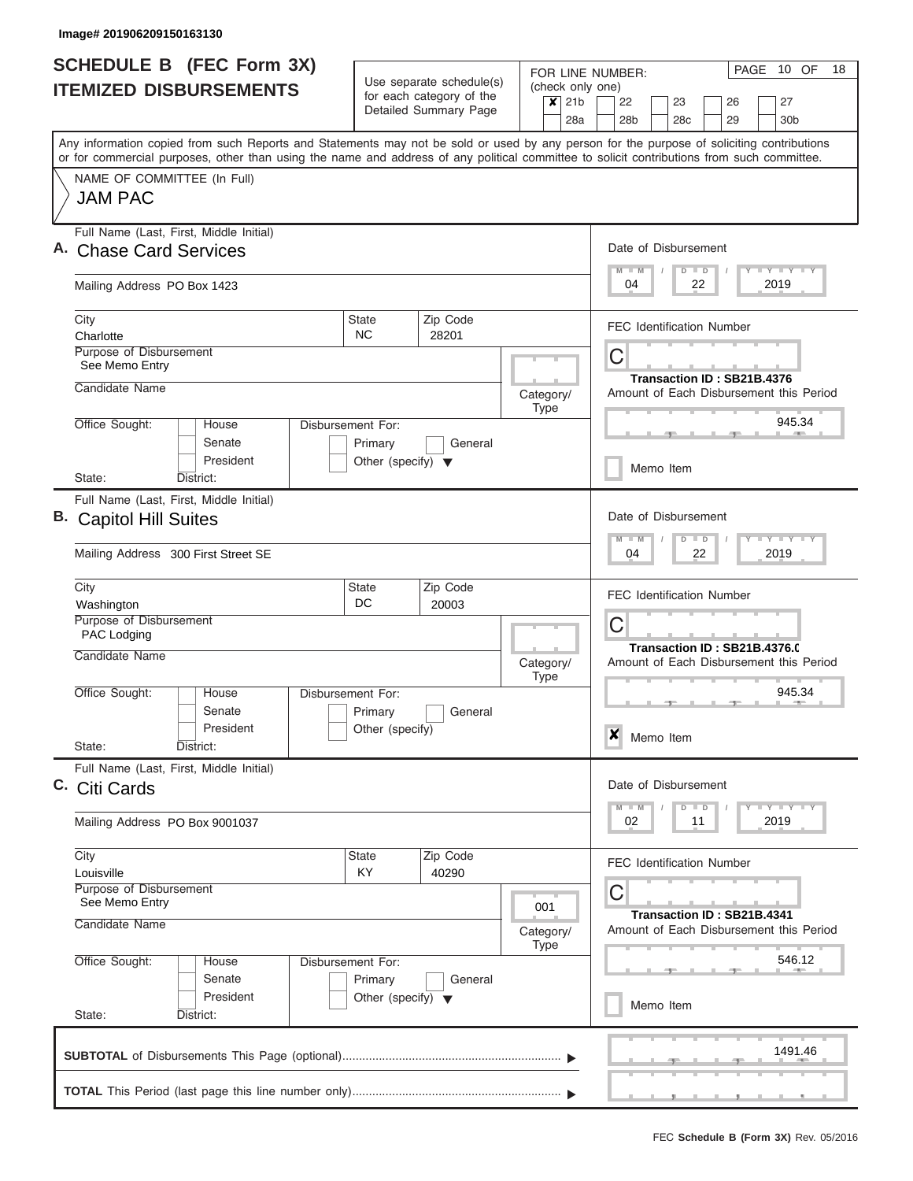Image# 201906209150163130

# SCHEDULE B (FEC Form 3X)
## ITEMIZED DISBURSEMENTS

Use separate schedule(s) for each category of the Detailed Summary Page

FOR LINE NUMBER: (check only one)
☒ 21b ☐ 22 ☐ 23 ☐ 26 ☐ 27
☐ 28a ☐ 28b ☐ 28c ☐ 29 ☐ 30b

PAGE 10 OF 18

Any information copied from such Reports and Statements may not be sold or used by any person for the purpose of soliciting contributions or for commercial purposes, other than using the name and address of any political committee to solicit contributions from such committee.

NAME OF COMMITTEE (In Full)
JAM PAC

---

**A.** Full Name (Last, First, Middle Initial): Chase Card Services

Mailing Address: PO Box 1423

City: Charlotte | State: NC | Zip Code: 28201

Purpose of Disbursement: See Memo Entry

Candidate Name:

Category/Type:

Office Sought: ☐ House ☐ Senate ☐ President

State: District:

Disbursement For: ☐ Primary ☐ General ☐ Other (specify)

Date of Disbursement: 04 / 22 / 2019

FEC Identification Number: C

Transaction ID : SB21B.4376

Amount of Each Disbursement this Period: 945.34

☐ Memo Item

---

**B.** Full Name (Last, First, Middle Initial): Capitol Hill Suites

Mailing Address: 300 First Street SE

City: Washington | State: DC | Zip Code: 20003

Purpose of Disbursement: PAC Lodging

Candidate Name:

Category/Type:

Office Sought: ☐ House ☐ Senate ☐ President

State: District:

Disbursement For: ☐ Primary ☐ General ☐ Other (specify)

Date of Disbursement: 04 / 22 / 2019

FEC Identification Number: C

Transaction ID : SB21B.4376.0

Amount of Each Disbursement this Period: 945.34

☒ Memo Item

---

**C.** Full Name (Last, First, Middle Initial): Citi Cards

Mailing Address: PO Box 9001037

City: Louisville | State: KY | Zip Code: 40290

Purpose of Disbursement: See Memo Entry

Candidate Name:

Category/Type: 001

Office Sought: ☐ House ☐ Senate ☐ President

State: District:

Disbursement For: ☐ Primary ☐ General ☐ Other (specify)

Date of Disbursement: 02 / 11 / 2019

FEC Identification Number: C

Transaction ID : SB21B.4341

Amount of Each Disbursement this Period: 546.12

☐ Memo Item

---

**SUBTOTAL** of Disbursements This Page (optional): 1491.46

**TOTAL** This Period (last page this line number only):

FEC **Schedule B (Form 3X)** Rev. 05/2016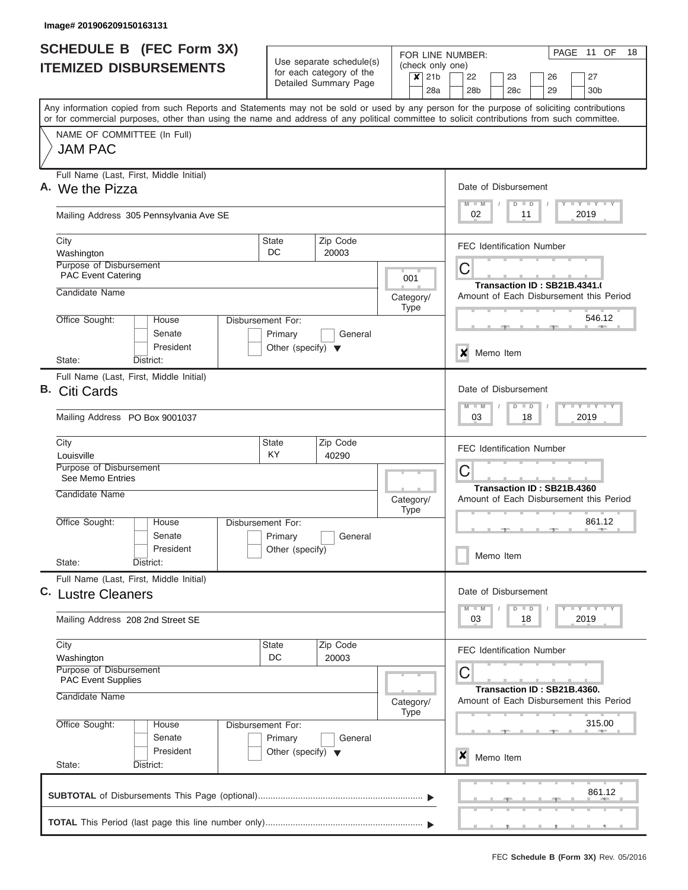Image# 201906209150163131

# SCHEDULE B (FEC Form 3X)
## ITEMIZED DISBURSEMENTS

Use separate schedule(s) for each category of the Detailed Summary Page

FOR LINE NUMBER: (check only one)

- [x] 21b
- [ ] 22
- [ ] 23
- [ ] 26
- [ ] 27
- [ ] 28a
- [ ] 28b
- [ ] 28c
- [ ] 29
- [ ] 30b

Any information copied from such Reports and Statements may not be sold or used by any person for the purpose of soliciting contributions or for commercial purposes, other than using the name and address of any political committee to solicit contributions from such committee.

NAME OF COMMITTEE (In Full)
JAM PAC

---

**A.** Full Name (Last, First, Middle Initial): We the Pizza

Mailing Address: 305 Pennsylvania Ave SE

City: Washington | State: DC | Zip Code: 20003

Purpose of Disbursement: PAC Event Catering

Category/Type: 001

Candidate Name:

Office Sought: House / Senate / President

State: District:

Disbursement For: Primary / General / Other (specify)

Date of Disbursement: 02/11/2019

FEC Identification Number: C

Transaction ID : SB21B.4341.(

Amount of Each Disbursement this Period: 546.12

- [x] Memo Item

---

**B.** Full Name (Last, First, Middle Initial): Citi Cards

Mailing Address: PO Box 9001037

City: Louisville | State: KY | Zip Code: 40290

Purpose of Disbursement: See Memo Entries

Category/Type:

Candidate Name:

Office Sought: House / Senate / President

State: District:

Disbursement For: Primary / General / Other (specify)

Date of Disbursement: 03/18/2019

FEC Identification Number: C

Transaction ID : SB21B.4360

Amount of Each Disbursement this Period: 861.12

- [ ] Memo Item

---

**C.** Full Name (Last, First, Middle Initial): Lustre Cleaners

Mailing Address: 208 2nd Street SE

City: Washington | State: DC | Zip Code: 20003

Purpose of Disbursement: PAC Event Supplies

Category/Type:

Candidate Name:

Office Sought: House / Senate / President

State: District:

Disbursement For: Primary / General / Other (specify)

Date of Disbursement: 03/18/2019

FEC Identification Number: C

Transaction ID : SB21B.4360.

Amount of Each Disbursement this Period: 315.00

- [x] Memo Item

---

**SUBTOTAL** of Disbursements This Page (optional): 861.12

**TOTAL** This Period (last page this line number only):

FEC **Schedule B (Form 3X)** Rev. 05/2016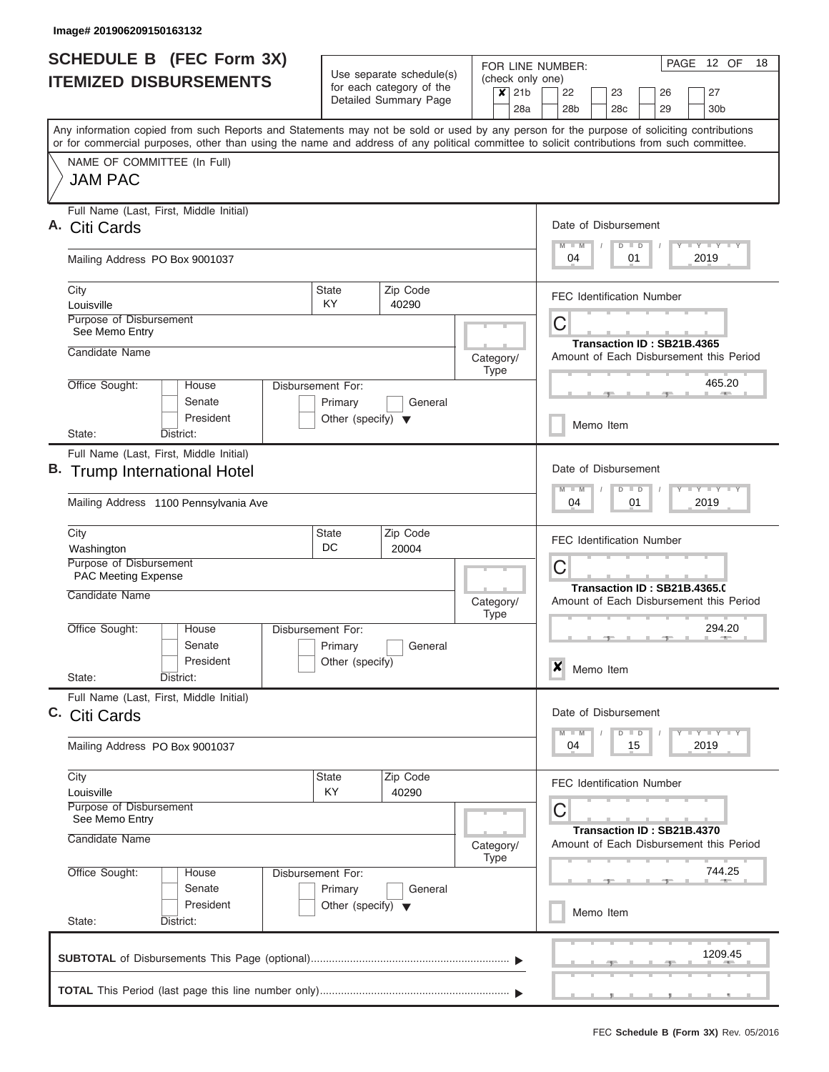Image# 201906209150163132

# SCHEDULE B (FEC Form 3X) ITEMIZED DISBURSEMENTS

Use separate schedule(s) for each category of the Detailed Summary Page

FOR LINE NUMBER: (check only one)

- [x] 21b
- [ ] 22
- [ ] 23
- [ ] 26
- [ ] 27
- [ ] 28a
- [ ] 28b
- [ ] 28c
- [ ] 29
- [ ] 30b

PAGE 12 OF 18

Any information copied from such Reports and Statements may not be sold or used by any person for the purpose of soliciting contributions or for commercial purposes, other than using the name and address of any political committee to solicit contributions from such committee.

NAME OF COMMITTEE (In Full)
JAM PAC

---

**A.** Full Name (Last, First, Middle Initial): Citi Cards

Mailing Address: PO Box 9001037

City: Louisville | State: KY | Zip Code: 40290

Purpose of Disbursement: See Memo Entry

Candidate Name:

Category/Type:

Office Sought: [ ] House [ ] Senate [ ] President

Disbursement For: [ ] Primary [ ] General [ ] Other (specify)

State: District:

Date of Disbursement: 04 / 01 / 2019

FEC Identification Number: C

Transaction ID : SB21B.4365

Amount of Each Disbursement this Period: 465.20

[ ] Memo Item

---

**B.** Full Name (Last, First, Middle Initial): Trump International Hotel

Mailing Address: 1100 Pennsylvania Ave

City: Washington | State: DC | Zip Code: 20004

Purpose of Disbursement: PAC Meeting Expense

Candidate Name:

Category/Type:

Office Sought: [ ] House [ ] Senate [ ] President

Disbursement For: [ ] Primary [ ] General [ ] Other (specify)

State: District:

Date of Disbursement: 04 / 01 / 2019

FEC Identification Number: C

Transaction ID : SB21B.4365.0

Amount of Each Disbursement this Period: 294.20

[x] Memo Item

---

**C.** Full Name (Last, First, Middle Initial): Citi Cards

Mailing Address: PO Box 9001037

City: Louisville | State: KY | Zip Code: 40290

Purpose of Disbursement: See Memo Entry

Candidate Name:

Category/Type:

Office Sought: [ ] House [ ] Senate [ ] President

Disbursement For: [ ] Primary [ ] General [ ] Other (specify)

State: District:

Date of Disbursement: 04 / 15 / 2019

FEC Identification Number: C

Transaction ID : SB21B.4370

Amount of Each Disbursement this Period: 744.25

[ ] Memo Item

---

**SUBTOTAL** of Disbursements This Page (optional): 1209.45

**TOTAL** This Period (last page this line number only):

FEC **Schedule B (Form 3X)** Rev. 05/2016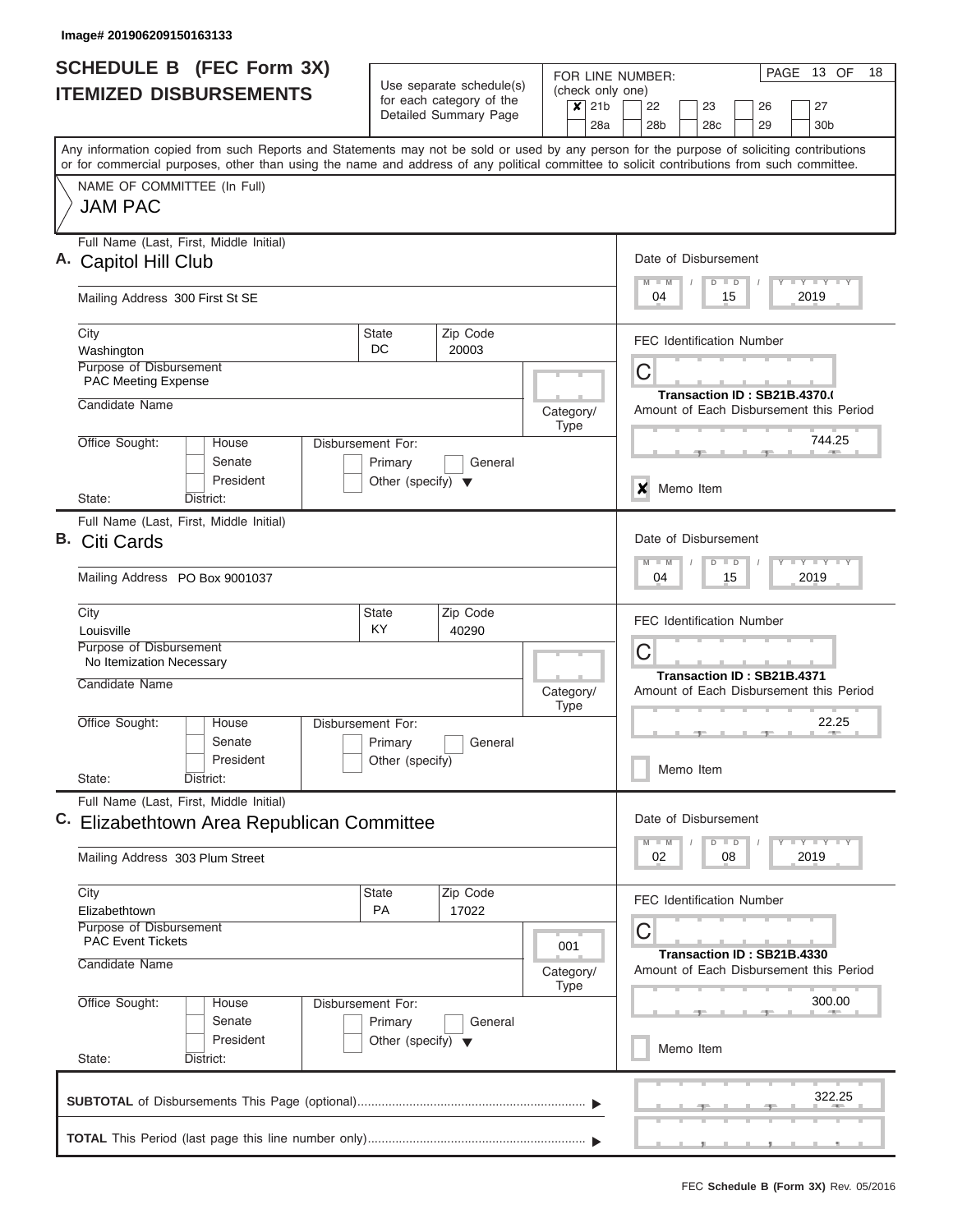Image# 201906209150163133

# SCHEDULE B (FEC Form 3X)
## ITEMIZED DISBURSEMENTS

Use separate schedule(s) for each category of the Detailed Summary Page

FOR LINE NUMBER: (check only one)

- [x] 21b
- [ ] 22
- [ ] 23
- [ ] 26
- [ ] 27
- [ ] 28a
- [ ] 28b
- [ ] 28c
- [ ] 29
- [ ] 30b

PAGE 13 OF 18

Any information copied from such Reports and Statements may not be sold or used by any person for the purpose of soliciting contributions or for commercial purposes, other than using the name and address of any political committee to solicit contributions from such committee.

NAME OF COMMITTEE (In Full)
JAM PAC

---

**A.** Full Name (Last, First, Middle Initial): Capitol Hill Club

Mailing Address: 300 First St SE

City: Washington | State: DC | Zip Code: 20003

Purpose of Disbursement: PAC Meeting Expense

Candidate Name:

Category/Type:

Office Sought: House / Senate / President — State: District:

Disbursement For: Primary / General / Other (specify)

Date of Disbursement: 04 / 15 / 2019

FEC Identification Number: C

Transaction ID : SB21B.4370.(

Amount of Each Disbursement this Period: 744.25

- [x] Memo Item

---

**B.** Full Name (Last, First, Middle Initial): Citi Cards

Mailing Address: PO Box 9001037

City: Louisville | State: KY | Zip Code: 40290

Purpose of Disbursement: No Itemization Necessary

Candidate Name:

Category/Type:

Office Sought: House / Senate / President — State: District:

Disbursement For: Primary / General / Other (specify)

Date of Disbursement: 04 / 15 / 2019

FEC Identification Number: C

Transaction ID : SB21B.4371

Amount of Each Disbursement this Period: 22.25

- [ ] Memo Item

---

**C.** Full Name (Last, First, Middle Initial): Elizabethtown Area Republican Committee

Mailing Address: 303 Plum Street

City: Elizabethtown | State: PA | Zip Code: 17022

Purpose of Disbursement: PAC Event Tickets

Candidate Name:

Category/Type: 001

Office Sought: House / Senate / President — State: District:

Disbursement For: Primary / General / Other (specify)

Date of Disbursement: 02 / 08 / 2019

FEC Identification Number: C

Transaction ID : SB21B.4330

Amount of Each Disbursement this Period: 300.00

- [ ] Memo Item

---

**SUBTOTAL** of Disbursements This Page (optional): 322.25

**TOTAL** This Period (last page this line number only):

FEC **Schedule B (Form 3X)** Rev. 05/2016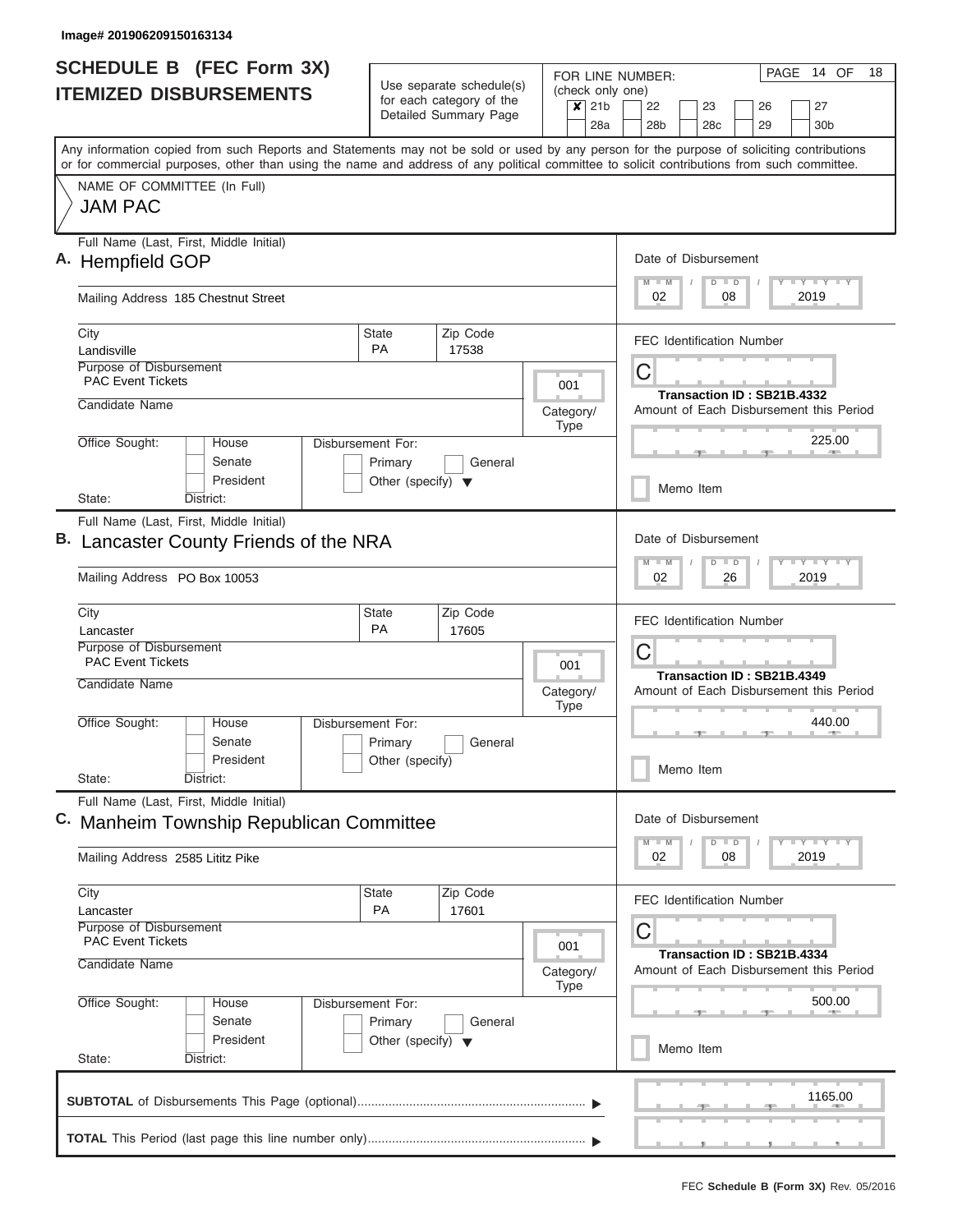Image# 201906209150163134

# SCHEDULE B (FEC Form 3X)
## ITEMIZED DISBURSEMENTS

Use separate schedule(s) for each category of the Detailed Summary Page

FOR LINE NUMBER: (check only one)

- [x] 21b
- [ ] 22
- [ ] 23
- [ ] 26
- [ ] 27
- [ ] 28a
- [ ] 28b
- [ ] 28c
- [ ] 29
- [ ] 30b

Any information copied from such Reports and Statements may not be sold or used by any person for the purpose of soliciting contributions or for commercial purposes, other than using the name and address of any political committee to solicit contributions from such committee.

NAME OF COMMITTEE (In Full)
JAM PAC

---

**A.** Full Name (Last, First, Middle Initial): Hempfield GOP

Mailing Address: 185 Chestnut Street

City: Landisville | State: PA | Zip Code: 17538

Purpose of Disbursement: PAC Event Tickets

Category/Type: 001

Candidate Name:

Office Sought: [ ] House [ ] Senate [ ] President

State: District:

Disbursement For: [ ] Primary [ ] General [ ] Other (specify)

Date of Disbursement: 02/08/2019

FEC Identification Number: C

Transaction ID : SB21B.4332

Amount of Each Disbursement this Period: 225.00

[ ] Memo Item

---

**B.** Full Name (Last, First, Middle Initial): Lancaster County Friends of the NRA

Mailing Address: PO Box 10053

City: Lancaster | State: PA | Zip Code: 17605

Purpose of Disbursement: PAC Event Tickets

Category/Type: 001

Candidate Name:

Office Sought: [ ] House [ ] Senate [ ] President

State: District:

Disbursement For: [ ] Primary [ ] General [ ] Other (specify)

Date of Disbursement: 02/26/2019

FEC Identification Number: C

Transaction ID : SB21B.4349

Amount of Each Disbursement this Period: 440.00

[ ] Memo Item

---

**C.** Full Name (Last, First, Middle Initial): Manheim Township Republican Committee

Mailing Address: 2585 Lititz Pike

City: Lancaster | State: PA | Zip Code: 17601

Purpose of Disbursement: PAC Event Tickets

Category/Type: 001

Candidate Name:

Office Sought: [ ] House [ ] Senate [ ] President

State: District:

Disbursement For: [ ] Primary [ ] General [ ] Other (specify)

Date of Disbursement: 02/08/2019

FEC Identification Number: C

Transaction ID : SB21B.4334

Amount of Each Disbursement this Period: 500.00

[ ] Memo Item

---

**SUBTOTAL** of Disbursements This Page (optional): 1165.00

**TOTAL** This Period (last page this line number only):

FEC **Schedule B (Form 3X)** Rev. 05/2016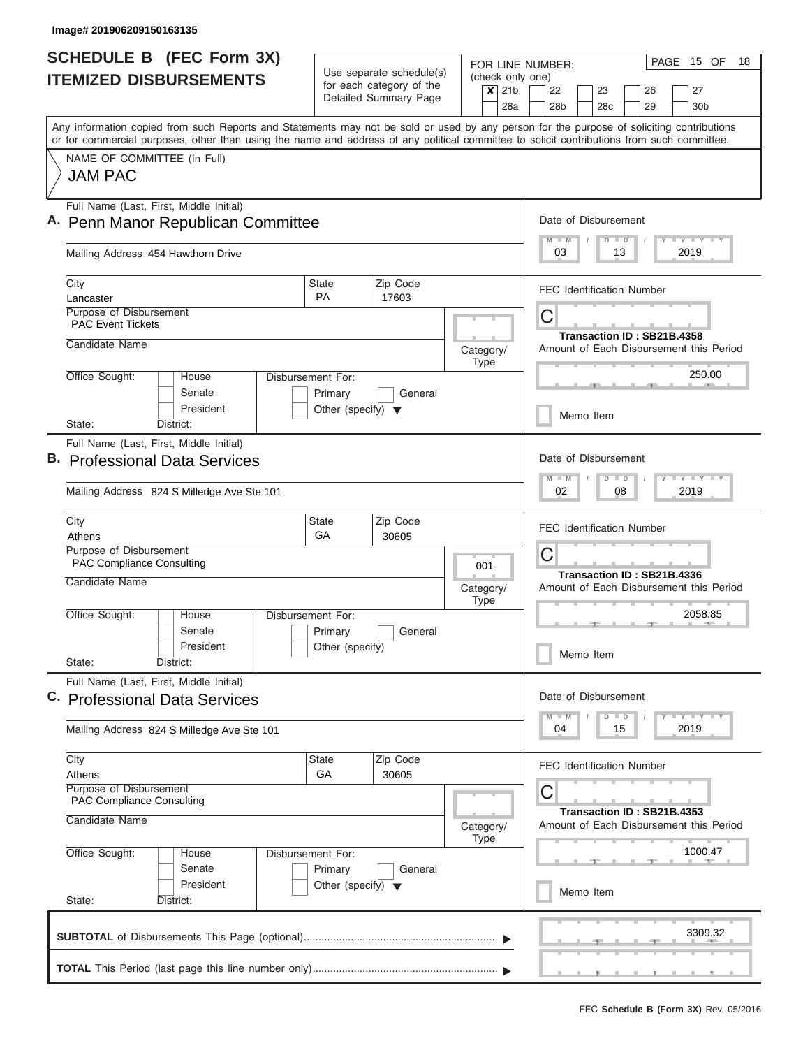Image# 201906209150163135

# SCHEDULE B (FEC Form 3X)
## ITEMIZED DISBURSEMENTS

Use separate schedule(s) for each category of the Detailed Summary Page

FOR LINE NUMBER: (check only one)

- [x] 21b
- [ ] 22
- [ ] 23
- [ ] 26
- [ ] 27
- [ ] 28a
- [ ] 28b
- [ ] 28c
- [ ] 29
- [ ] 30b

PAGE 15 OF 18

Any information copied from such Reports and Statements may not be sold or used by any person for the purpose of soliciting contributions or for commercial purposes, other than using the name and address of any political committee to solicit contributions from such committee.

NAME OF COMMITTEE (In Full)
JAM PAC

---

**A.** Full Name (Last, First, Middle Initial): Penn Manor Republican Committee

Mailing Address: 454 Hawthorn Drive

City: Lancaster | State: PA | Zip Code: 17603

Purpose of Disbursement: PAC Event Tickets

Candidate Name:

Category/Type:

Office Sought: House / Senate / President | State: | District:

Disbursement For: Primary / General / Other (specify)

Date of Disbursement: 03 / 13 / 2019

FEC Identification Number: C

Transaction ID : SB21B.4358

Amount of Each Disbursement this Period: 250.00

Memo Item

---

**B.** Full Name (Last, First, Middle Initial): Professional Data Services

Mailing Address: 824 S Milledge Ave Ste 101

City: Athens | State: GA | Zip Code: 30605

Purpose of Disbursement: PAC Compliance Consulting

Candidate Name:

Category/Type: 001

Office Sought: House / Senate / President | State: | District:

Disbursement For: Primary / General / Other (specify)

Date of Disbursement: 02 / 08 / 2019

FEC Identification Number: C

Transaction ID : SB21B.4336

Amount of Each Disbursement this Period: 2058.85

Memo Item

---

**C.** Full Name (Last, First, Middle Initial): Professional Data Services

Mailing Address: 824 S Milledge Ave Ste 101

City: Athens | State: GA | Zip Code: 30605

Purpose of Disbursement: PAC Compliance Consulting

Candidate Name:

Category/Type:

Office Sought: House / Senate / President | State: | District:

Disbursement For: Primary / General / Other (specify)

Date of Disbursement: 04 / 15 / 2019

FEC Identification Number: C

Transaction ID : SB21B.4353

Amount of Each Disbursement this Period: 1000.47

Memo Item

---

**SUBTOTAL** of Disbursements This Page (optional): 3309.32

**TOTAL** This Period (last page this line number only):

FEC **Schedule B (Form 3X)** Rev. 05/2016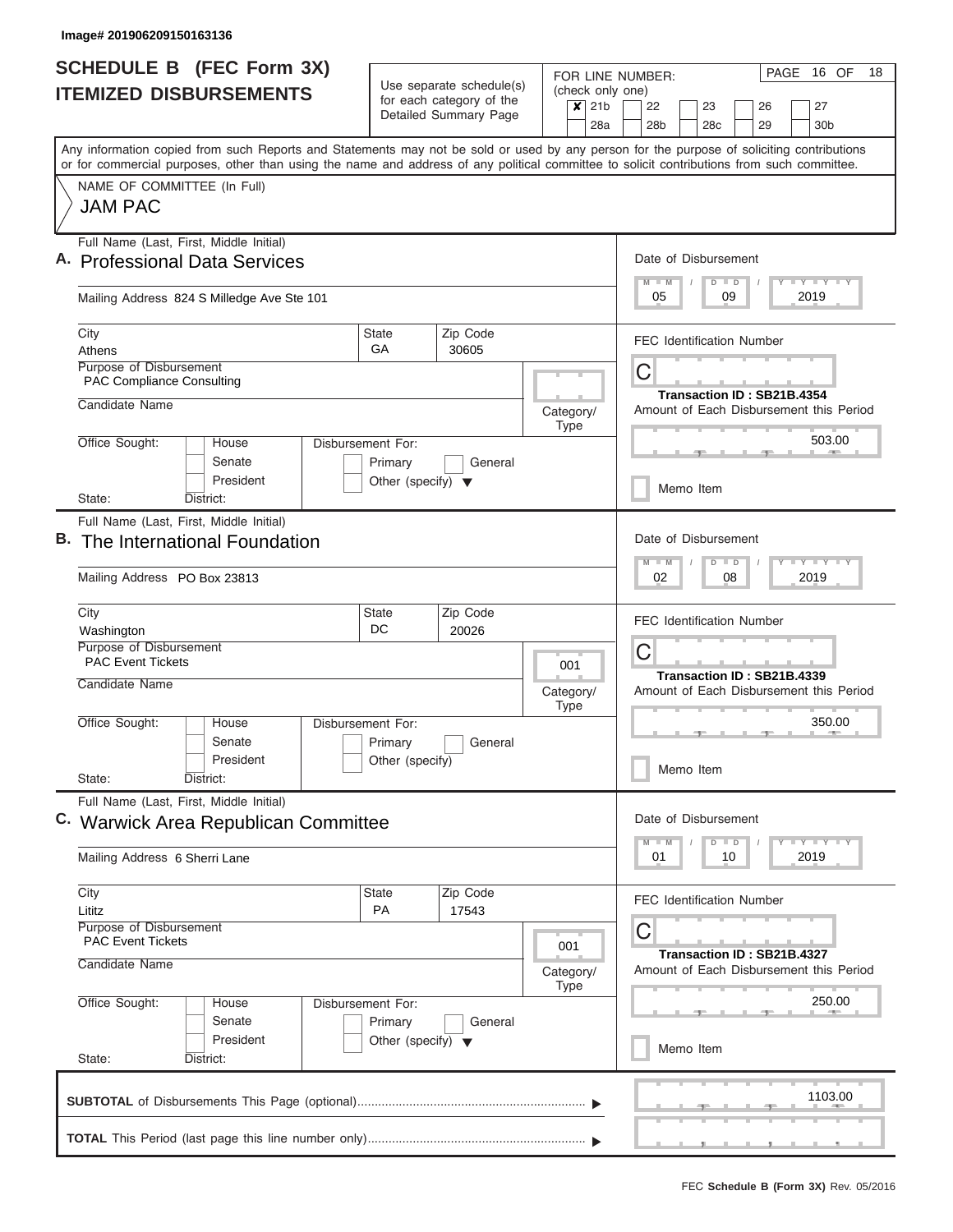Image# 201906209150163136

# SCHEDULE B (FEC Form 3X)
## ITEMIZED DISBURSEMENTS

Use separate schedule(s) for each category of the Detailed Summary Page

FOR LINE NUMBER: (check only one)

- [x] 21b
- [ ] 22
- [ ] 23
- [ ] 26
- [ ] 27
- [ ] 28a
- [ ] 28b
- [ ] 28c
- [ ] 29
- [ ] 30b

Any information copied from such Reports and Statements may not be sold or used by any person for the purpose of soliciting contributions or for commercial purposes, other than using the name and address of any political committee to solicit contributions from such committee.

NAME OF COMMITTEE (In Full)

JAM PAC

---

**A.** Full Name (Last, First, Middle Initial): Professional Data Services

Mailing Address: 824 S Milledge Ave Ste 101

City: Athens | State: GA | Zip Code: 30605

Purpose of Disbursement: PAC Compliance Consulting

Candidate Name:

Category/Type:

Office Sought: House / Senate / President

State: District:

Disbursement For: Primary / General / Other (specify)

Date of Disbursement: 05 / 09 / 2019

FEC Identification Number: C

Transaction ID : SB21B.4354

Amount of Each Disbursement this Period: 503.00

Memo Item

---

**B.** Full Name (Last, First, Middle Initial): The International Foundation

Mailing Address: PO Box 23813

City: Washington | State: DC | Zip Code: 20026

Purpose of Disbursement: PAC Event Tickets

Candidate Name:

Category/Type: 001

Office Sought: House / Senate / President

State: District:

Disbursement For: Primary / General / Other (specify)

Date of Disbursement: 02 / 08 / 2019

FEC Identification Number: C

Transaction ID : SB21B.4339

Amount of Each Disbursement this Period: 350.00

Memo Item

---

**C.** Full Name (Last, First, Middle Initial): Warwick Area Republican Committee

Mailing Address: 6 Sherri Lane

City: Lititz | State: PA | Zip Code: 17543

Purpose of Disbursement: PAC Event Tickets

Candidate Name:

Category/Type: 001

Office Sought: House / Senate / President

State: District:

Disbursement For: Primary / General / Other (specify)

Date of Disbursement: 01 / 10 / 2019

FEC Identification Number: C

Transaction ID : SB21B.4327

Amount of Each Disbursement this Period: 250.00

Memo Item

---

**SUBTOTAL** of Disbursements This Page (optional): 1103.00

**TOTAL** This Period (last page this line number only):

FEC **Schedule B (Form 3X)** Rev. 05/2016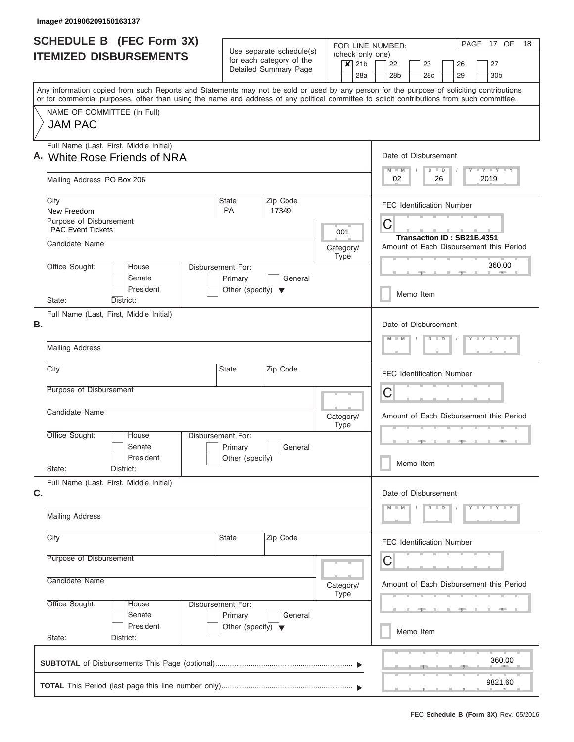Image# 201906209150163137

# SCHEDULE B (FEC Form 3X)
## ITEMIZED DISBURSEMENTS

Use separate schedule(s) for each category of the Detailed Summary Page

FOR LINE NUMBER: (check only one)

| | | | | | |
|---|---|---|---|---|---|
| ✘ 21b | 22 | 23 | 26 | 27 | |
| 28a | 28b | 28c | 29 | 30b | |

PAGE 17 OF 18

Any information copied from such Reports and Statements may not be sold or used by any person for the purpose of soliciting contributions or for commercial purposes, other than using the name and address of any political committee to solicit contributions from such committee.

NAME OF COMMITTEE (In Full)

JAM PAC

**A.** Full Name (Last, First, Middle Initial): White Rose Friends of NRA

Mailing Address: PO Box 206

City: New Freedom | State: PA | Zip Code: 17349

Purpose of Disbursement: PAC Event Tickets

Category/Type: 001

Candidate Name:

Office Sought: House / Senate / President

Disbursement For: Primary / General / Other (specify)

State: District:

Date of Disbursement: 02 / 26 / 2019

FEC Identification Number: C

Transaction ID : SB21B.4351

Amount of Each Disbursement this Period: 360.00

Memo Item

**B.** Full Name (Last, First, Middle Initial):

Mailing Address

City | State | Zip Code

Purpose of Disbursement

Candidate Name

Category/Type

Office Sought: House / Senate / President

Disbursement For: Primary / General / Other (specify)

State: District:

Date of Disbursement: M M / D D / Y Y Y Y

FEC Identification Number: C

Amount of Each Disbursement this Period

Memo Item

**C.** Full Name (Last, First, Middle Initial):

Mailing Address

City | State | Zip Code

Purpose of Disbursement

Candidate Name

Category/Type

Office Sought: House / Senate / President

Disbursement For: Primary / General / Other (specify)

State: District:

Date of Disbursement: M M / D D / Y Y Y Y

FEC Identification Number: C

Amount of Each Disbursement this Period

Memo Item

**SUBTOTAL** of Disbursements This Page (optional) ▶ 360.00

**TOTAL** This Period (last page this line number only) ▶ 9821.60

FEC **Schedule B (Form 3X)** Rev. 05/2016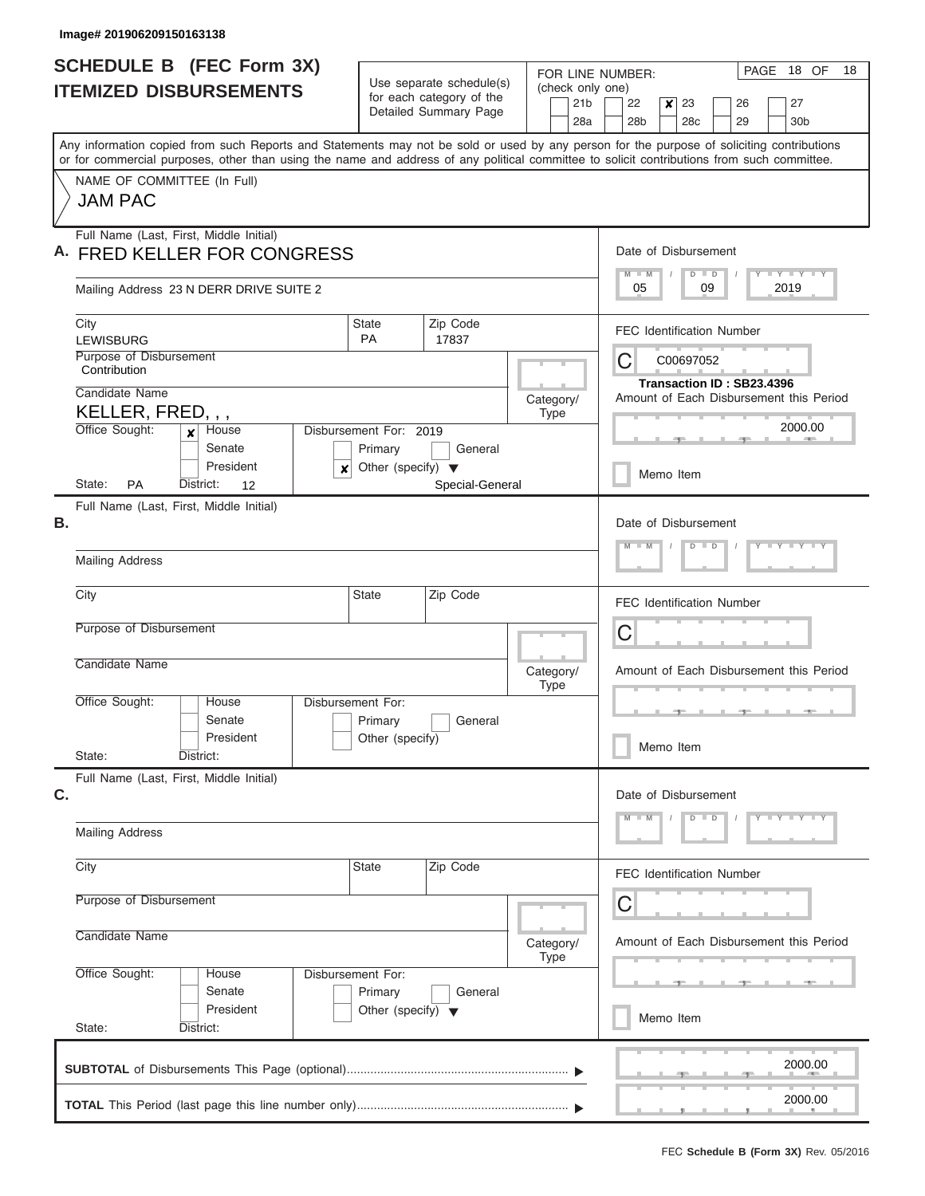Image# 201906209150163138

# SCHEDULE B (FEC Form 3X)
# ITEMIZED DISBURSEMENTS

Use separate schedule(s) for each category of the Detailed Summary Page

FOR LINE NUMBER: (check only one)

21b | 22 | [x] 23 | 26 | 27
28a | 28b | 28c | 29 | 30b

PAGE 18 OF 18

Any information copied from such Reports and Statements may not be sold or used by any person for the purpose of soliciting contributions or for commercial purposes, other than using the name and address of any political committee to solicit contributions from such committee.

NAME OF COMMITTEE (In Full)

JAM PAC

**A.** Full Name (Last, First, Middle Initial)

FRED KELLER FOR CONGRESS

Mailing Address 23 N DERR DRIVE SUITE 2

City: LEWISBURG | State: PA | Zip Code: 17837

Purpose of Disbursement: Contribution

Candidate Name: KELLER, FRED, , ,

Category/Type

Office Sought: [x] House [ ] Senate [ ] President

State: PA District: 12

Disbursement For: 2019 [ ] Primary [ ] General [x] Other (specify) Special-General

Date of Disbursement: 05 / 09 / 2019

FEC Identification Number: C00697052

Transaction ID : SB23.4396

Amount of Each Disbursement this Period: 2000.00

[ ] Memo Item

**B.** Full Name (Last, First, Middle Initial)

Mailing Address

City | State | Zip Code

Purpose of Disbursement

Candidate Name

Category/Type

Office Sought: [ ] House [ ] Senate [ ] President

State: District:

Disbursement For: [ ] Primary [ ] General [ ] Other (specify)

Date of Disbursement

FEC Identification Number: C

Amount of Each Disbursement this Period

[ ] Memo Item

**C.** Full Name (Last, First, Middle Initial)

Mailing Address

City | State | Zip Code

Purpose of Disbursement

Candidate Name

Category/Type

Office Sought: [ ] House [ ] Senate [ ] President

State: District:

Disbursement For: [ ] Primary [ ] General [ ] Other (specify)

Date of Disbursement

FEC Identification Number: C

Amount of Each Disbursement this Period

[ ] Memo Item

**SUBTOTAL** of Disbursements This Page (optional): 2000.00

**TOTAL** This Period (last page this line number only): 2000.00

FEC **Schedule B (Form 3X)** Rev. 05/2016